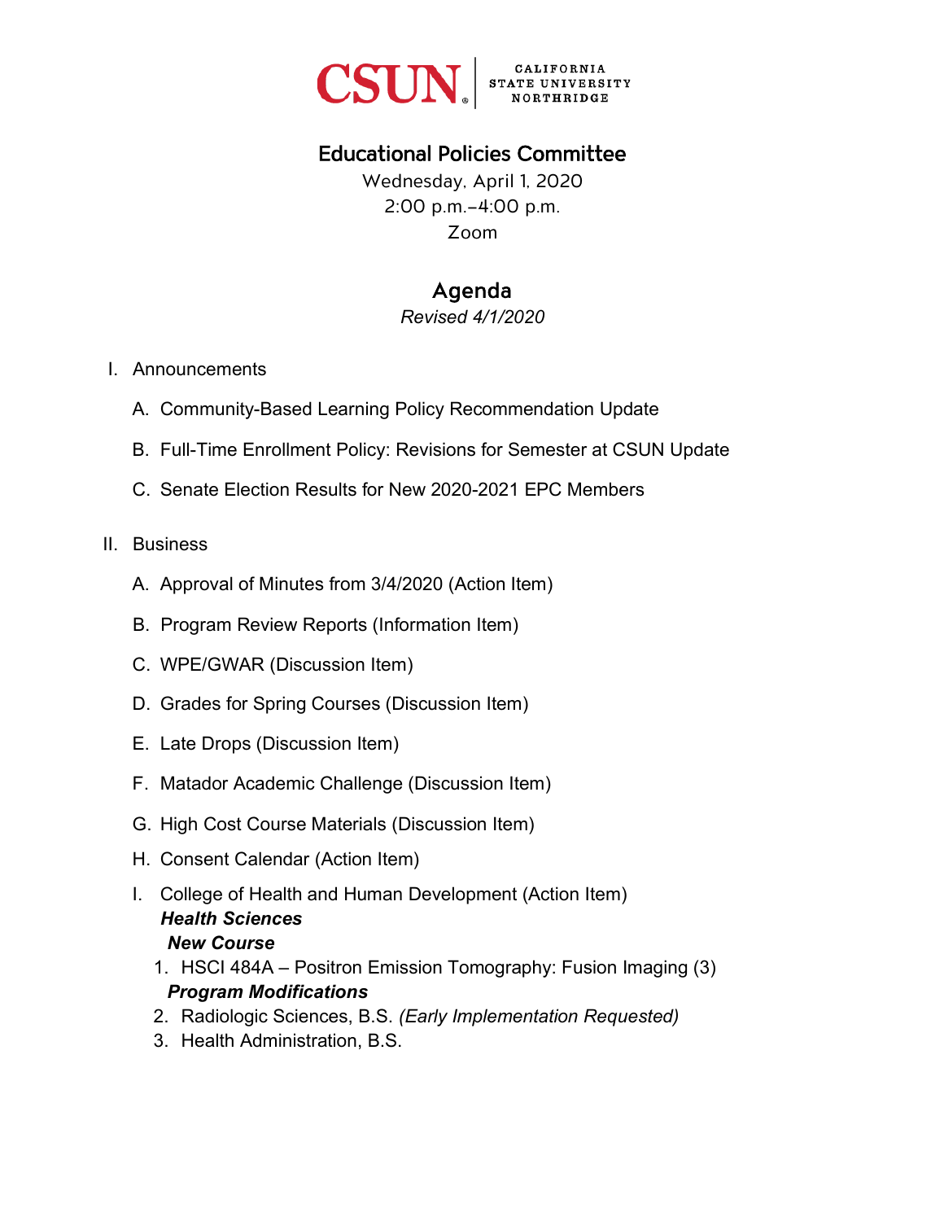CSUN CALIFORNIA STATE UNIVERSITY NORTHRIDGE

# Educational Policies Committee

Wednesday, April 1, 2020
2:00 p.m.–4:00 p.m.
Zoom

## Agenda

*Revised 4/1/2020*

I. Announcements

   A. Community-Based Learning Policy Recommendation Update

   B. Full-Time Enrollment Policy: Revisions for Semester at CSUN Update

   C. Senate Election Results for New 2020-2021 EPC Members

II. Business

   A. Approval of Minutes from 3/4/2020 (Action Item)

   B. Program Review Reports (Information Item)

   C. WPE/GWAR (Discussion Item)

   D. Grades for Spring Courses (Discussion Item)

   E. Late Drops (Discussion Item)

   F. Matador Academic Challenge (Discussion Item)

   G. High Cost Course Materials (Discussion Item)

   H. Consent Calendar (Action Item)

   I. College of Health and Human Development (Action Item)

      ***Health Sciences***

      ***New Course***

      1. HSCI 484A – Positron Emission Tomography: Fusion Imaging (3)

      ***Program Modifications***

      2. Radiologic Sciences, B.S. *(Early Implementation Requested)*
      3. Health Administration, B.S.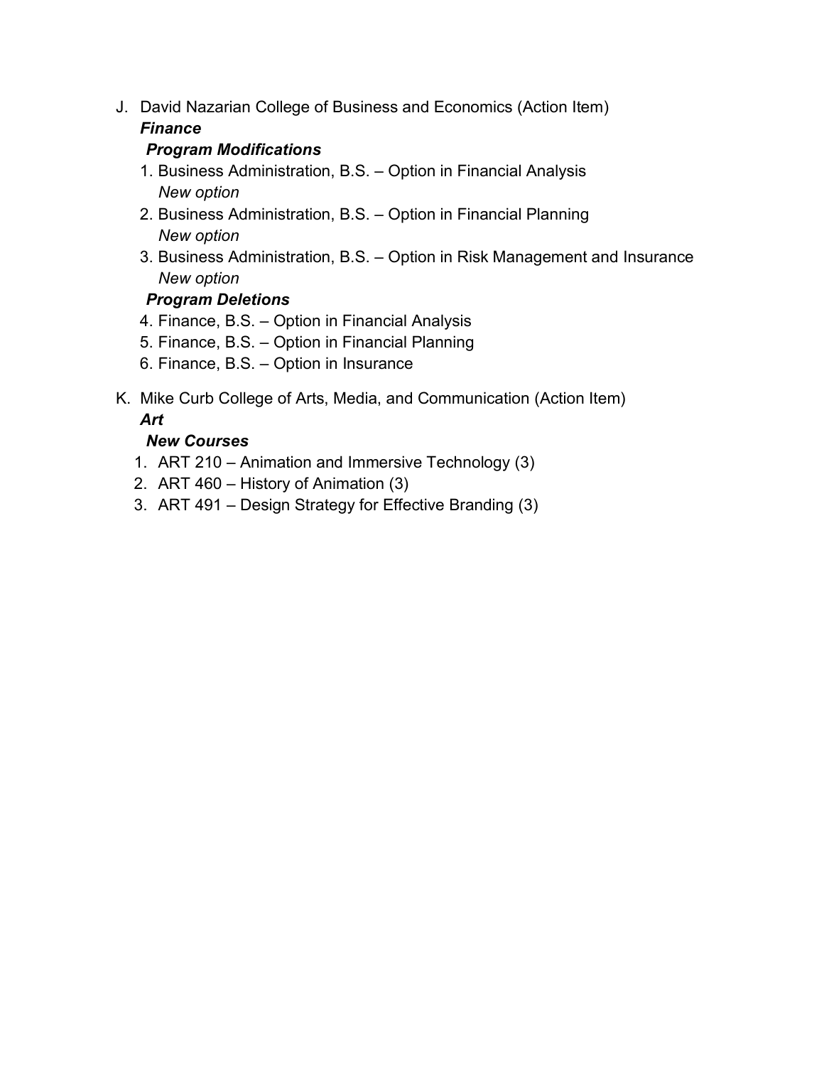J. David Nazarian College of Business and Economics (Action Item)

***Finance***

***Program Modifications***

1. Business Administration, B.S. – Option in Financial Analysis
   *New option*
2. Business Administration, B.S. – Option in Financial Planning
   *New option*
3. Business Administration, B.S. – Option in Risk Management and Insurance
   *New option*

***Program Deletions***

4. Finance, B.S. – Option in Financial Analysis
5. Finance, B.S. – Option in Financial Planning
6. Finance, B.S. – Option in Insurance

K. Mike Curb College of Arts, Media, and Communication (Action Item)

***Art***

***New Courses***

1. ART 210 – Animation and Immersive Technology (3)
2. ART 460 – History of Animation (3)
3. ART 491 – Design Strategy for Effective Branding (3)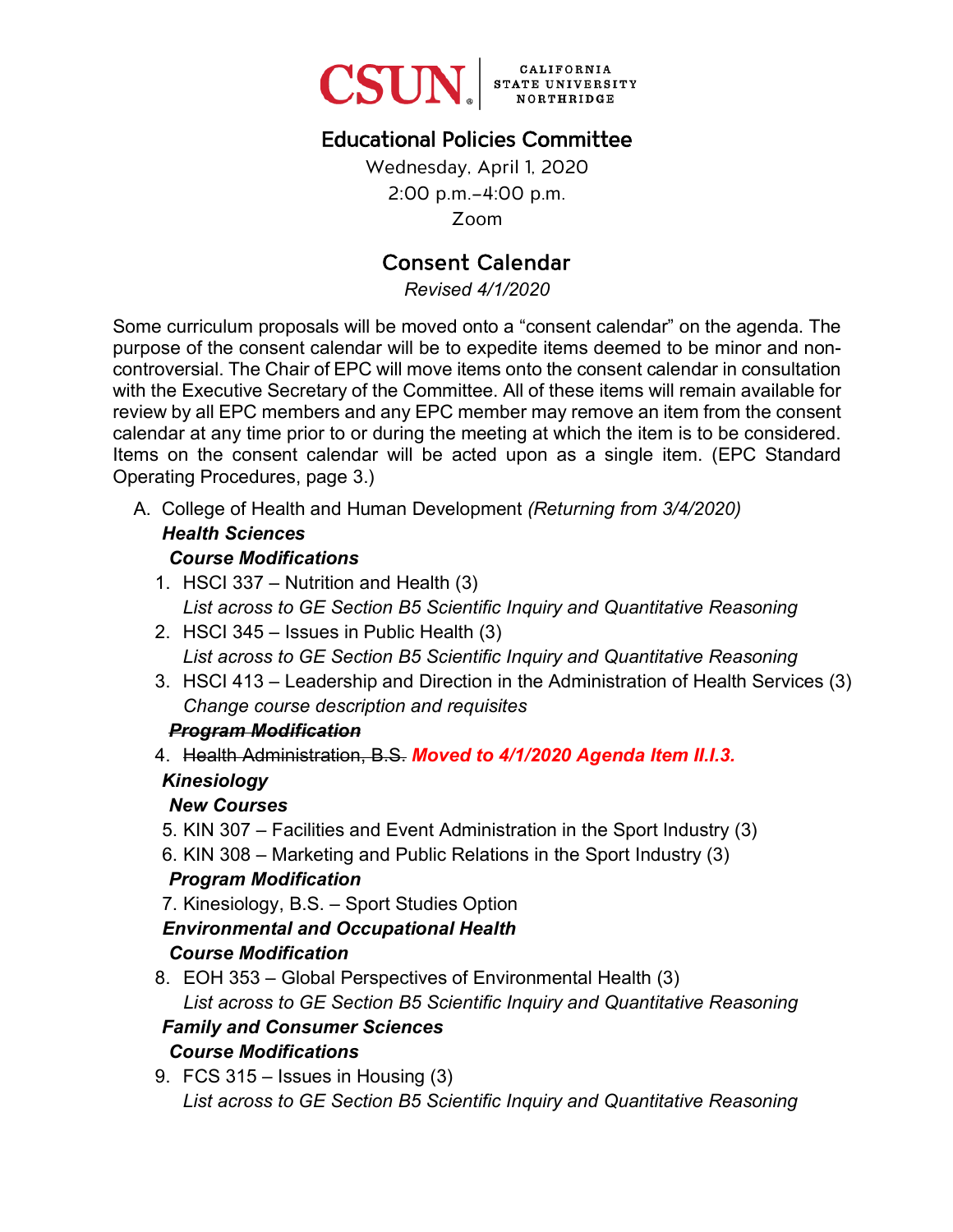CSUN | CALIFORNIA STATE UNIVERSITY NORTHRIDGE

# Educational Policies Committee

Wednesday, April 1, 2020
2:00 p.m.–4:00 p.m.
Zoom

## Consent Calendar

*Revised 4/1/2020*

Some curriculum proposals will be moved onto a "consent calendar" on the agenda. The purpose of the consent calendar will be to expedite items deemed to be minor and non-controversial. The Chair of EPC will move items onto the consent calendar in consultation with the Executive Secretary of the Committee. All of these items will remain available for review by all EPC members and any EPC member may remove an item from the consent calendar at any time prior to or during the meeting at which the item is to be considered. Items on the consent calendar will be acted upon as a single item. (EPC Standard Operating Procedures, page 3.)

A. College of Health and Human Development *(Returning from 3/4/2020)*

***Health Sciences***

***Course Modifications***

1. HSCI 337 – Nutrition and Health (3)
   *List across to GE Section B5 Scientific Inquiry and Quantitative Reasoning*
2. HSCI 345 – Issues in Public Health (3)
   *List across to GE Section B5 Scientific Inquiry and Quantitative Reasoning*
3. HSCI 413 – Leadership and Direction in the Administration of Health Services (3)
   *Change course description and requisites*

***~~Program Modification~~***

4. ~~Health Administration, B.S.~~ ***Moved to 4/1/2020 Agenda Item II.I.3.***

***Kinesiology***

***New Courses***

5. KIN 307 – Facilities and Event Administration in the Sport Industry (3)
6. KIN 308 – Marketing and Public Relations in the Sport Industry (3)

***Program Modification***

7. Kinesiology, B.S. – Sport Studies Option

***Environmental and Occupational Health***

***Course Modification***

8. EOH 353 – Global Perspectives of Environmental Health (3)
   *List across to GE Section B5 Scientific Inquiry and Quantitative Reasoning*

***Family and Consumer Sciences***

***Course Modifications***

9. FCS 315 – Issues in Housing (3)
   *List across to GE Section B5 Scientific Inquiry and Quantitative Reasoning*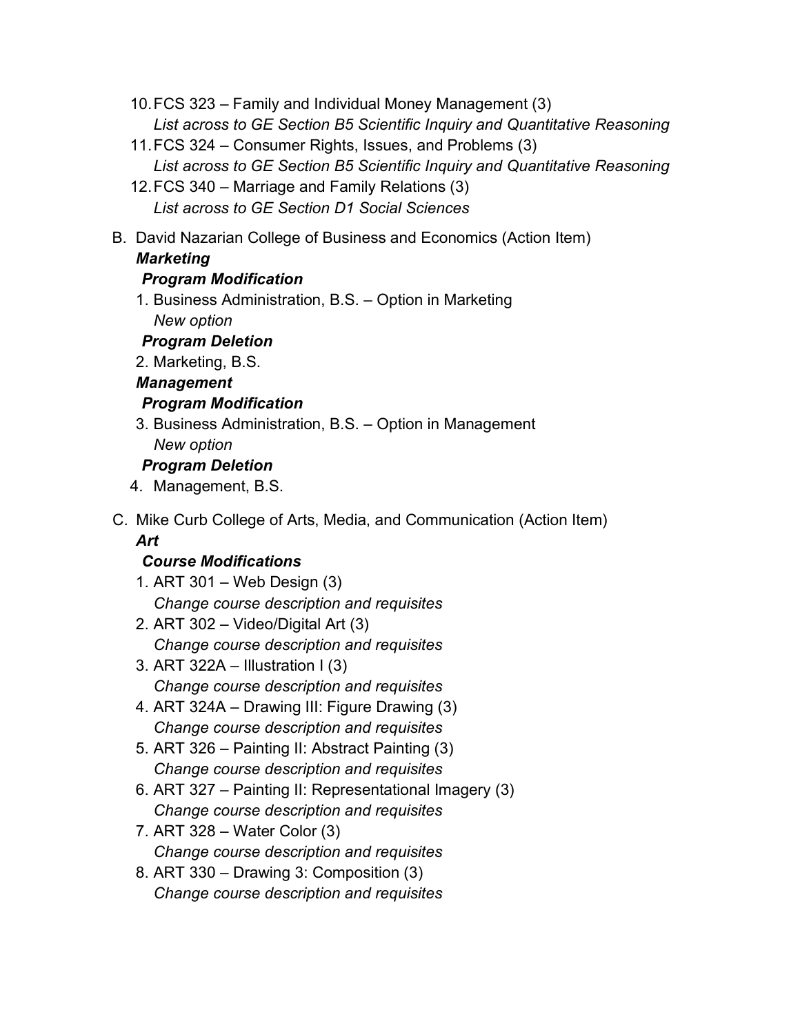10. FCS 323 – Family and Individual Money Management (3)
    *List across to GE Section B5 Scientific Inquiry and Quantitative Reasoning*
11. FCS 324 – Consumer Rights, Issues, and Problems (3)
    *List across to GE Section B5 Scientific Inquiry and Quantitative Reasoning*
12. FCS 340 – Marriage and Family Relations (3)
    *List across to GE Section D1 Social Sciences*

B. David Nazarian College of Business and Economics (Action Item)

***Marketing***

***Program Modification***

1. Business Administration, B.S. – Option in Marketing
   *New option*

***Program Deletion***

2. Marketing, B.S.

***Management***

***Program Modification***

3. Business Administration, B.S. – Option in Management
   *New option*

***Program Deletion***

4. Management, B.S.

C. Mike Curb College of Arts, Media, and Communication (Action Item)

***Art***

***Course Modifications***

1. ART 301 – Web Design (3)
   *Change course description and requisites*
2. ART 302 – Video/Digital Art (3)
   *Change course description and requisites*
3. ART 322A – Illustration I (3)
   *Change course description and requisites*
4. ART 324A – Drawing III: Figure Drawing (3)
   *Change course description and requisites*
5. ART 326 – Painting II: Abstract Painting (3)
   *Change course description and requisites*
6. ART 327 – Painting II: Representational Imagery (3)
   *Change course description and requisites*
7. ART 328 – Water Color (3)
   *Change course description and requisites*
8. ART 330 – Drawing 3: Composition (3)
   *Change course description and requisites*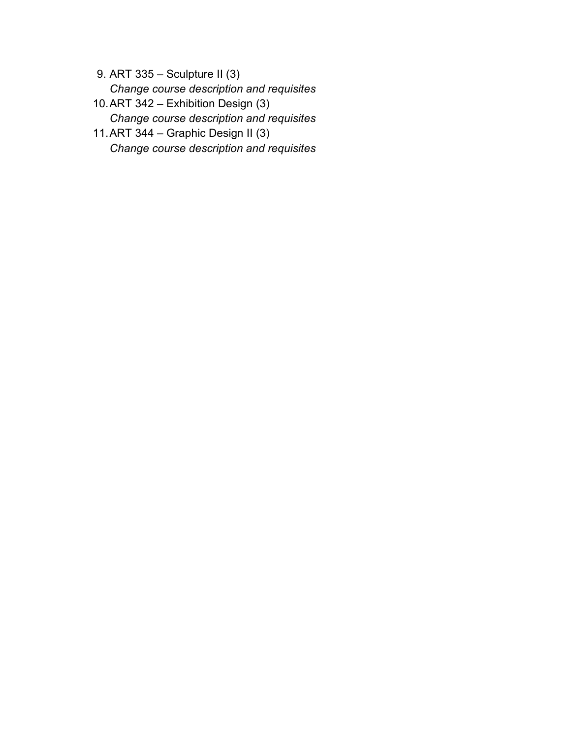9. ART 335 – Sculpture II (3)
   *Change course description and requisites*
10. ART 342 – Exhibition Design (3)
    *Change course description and requisites*
11. ART 344 – Graphic Design II (3)
    *Change course description and requisites*